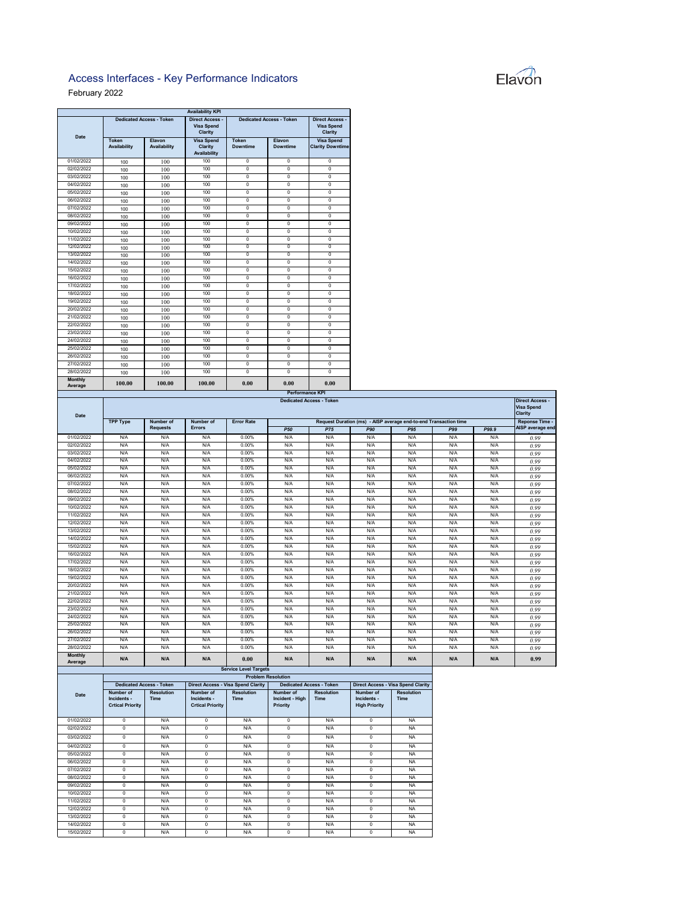# Access Interfaces - Key Performance Indicators

February 2022

Elavon

| Availability KPI | | | | | | |
|---|---|---|---|---|---|---|
| Date | Dedicated Access - Token | | Direct Access - Visa Spend Clarity | Dedicated Access - Token | | Direct Access - Visa Spend Clarity |
| | Token Availability | Elavon Availability | Visa Spend Clarity Availability | Token Downtime | Elavon Downtime | Visa Spend Clarity Downtime |
| 01/02/2022 | 100 | 100 | 100 | 0 | 0 | 0 |
| 02/02/2022 | 100 | 100 | 100 | 0 | 0 | 0 |
| 03/02/2022 | 100 | 100 | 100 | 0 | 0 | 0 |
| 04/02/2022 | 100 | 100 | 100 | 0 | 0 | 0 |
| 05/02/2022 | 100 | 100 | 100 | 0 | 0 | 0 |
| 06/02/2022 | 100 | 100 | 100 | 0 | 0 | 0 |
| 07/02/2022 | 100 | 100 | 100 | 0 | 0 | 0 |
| 08/02/2022 | 100 | 100 | 100 | 0 | 0 | 0 |
| 09/02/2022 | 100 | 100 | 100 | 0 | 0 | 0 |
| 10/02/2022 | 100 | 100 | 100 | 0 | 0 | 0 |
| 11/02/2022 | 100 | 100 | 100 | 0 | 0 | 0 |
| 12/02/2022 | 100 | 100 | 100 | 0 | 0 | 0 |
| 13/02/2022 | 100 | 100 | 100 | 0 | 0 | 0 |
| 14/02/2022 | 100 | 100 | 100 | 0 | 0 | 0 |
| 15/02/2022 | 100 | 100 | 100 | 0 | 0 | 0 |
| 16/02/2022 | 100 | 100 | 100 | 0 | 0 | 0 |
| 17/02/2022 | 100 | 100 | 100 | 0 | 0 | 0 |
| 18/02/2022 | 100 | 100 | 100 | 0 | 0 | 0 |
| 19/02/2022 | 100 | 100 | 100 | 0 | 0 | 0 |
| 20/02/2022 | 100 | 100 | 100 | 0 | 0 | 0 |
| 21/02/2022 | 100 | 100 | 100 | 0 | 0 | 0 |
| 22/02/2022 | 100 | 100 | 100 | 0 | 0 | 0 |
| 23/02/2022 | 100 | 100 | 100 | 0 | 0 | 0 |
| 24/02/2022 | 100 | 100 | 100 | 0 | 0 | 0 |
| 25/02/2022 | 100 | 100 | 100 | 0 | 0 | 0 |
| 26/02/2022 | 100 | 100 | 100 | 0 | 0 | 0 |
| 27/02/2022 | 100 | 100 | 100 | 0 | 0 | 0 |
| 28/02/2022 | 100 | 100 | 100 | 0 | 0 | 0 |
| **Monthly Average** | **100.00** | **100.00** | **100.00** | **0.00** | **0.00** | **0.00** |

| Performance KPI | | | | | | | | | | | |
|---|---|---|---|---|---|---|---|---|---|---|---|
| Date | Dedicated Access - Token | | | | | | | | | | Direct Access - Visa Spend Clarity |
| | TPP Type | Number of Requests | Number of Errors | Error Rate | Request Duration (ms) - AISP average end-to-end Transaction time | | | | | | Reponse Time - AISP average end |
| | | | | | P50 | P75 | P90 | P95 | P99 | P99.9 | |
| 01/02/2022 | N/A | N/A | N/A | 0.00% | N/A | N/A | N/A | N/A | N/A | N/A | 0.99 |
| 02/02/2022 | N/A | N/A | N/A | 0.00% | N/A | N/A | N/A | N/A | N/A | N/A | 0.99 |
| 03/02/2022 | N/A | N/A | N/A | 0.00% | N/A | N/A | N/A | N/A | N/A | N/A | 0.99 |
| 04/02/2022 | N/A | N/A | N/A | 0.00% | N/A | N/A | N/A | N/A | N/A | N/A | 0.99 |
| 05/02/2022 | N/A | N/A | N/A | 0.00% | N/A | N/A | N/A | N/A | N/A | N/A | 0.99 |
| 06/02/2022 | N/A | N/A | N/A | 0.00% | N/A | N/A | N/A | N/A | N/A | N/A | 0.99 |
| 07/02/2022 | N/A | N/A | N/A | 0.00% | N/A | N/A | N/A | N/A | N/A | N/A | 0.99 |
| 08/02/2022 | N/A | N/A | N/A | 0.00% | N/A | N/A | N/A | N/A | N/A | N/A | 0.99 |
| 09/02/2022 | N/A | N/A | N/A | 0.00% | N/A | N/A | N/A | N/A | N/A | N/A | 0.99 |
| 10/02/2022 | N/A | N/A | N/A | 0.00% | N/A | N/A | N/A | N/A | N/A | N/A | 0.99 |
| 11/02/2022 | N/A | N/A | N/A | 0.00% | N/A | N/A | N/A | N/A | N/A | N/A | 0.99 |
| 12/02/2022 | N/A | N/A | N/A | 0.00% | N/A | N/A | N/A | N/A | N/A | N/A | 0.99 |
| 13/02/2022 | N/A | N/A | N/A | 0.00% | N/A | N/A | N/A | N/A | N/A | N/A | 0.99 |
| 14/02/2022 | N/A | N/A | N/A | 0.00% | N/A | N/A | N/A | N/A | N/A | N/A | 0.99 |
| 15/02/2022 | N/A | N/A | N/A | 0.00% | N/A | N/A | N/A | N/A | N/A | N/A | 0.99 |
| 16/02/2022 | N/A | N/A | N/A | 0.00% | N/A | N/A | N/A | N/A | N/A | N/A | 0.99 |
| 17/02/2022 | N/A | N/A | N/A | 0.00% | N/A | N/A | N/A | N/A | N/A | N/A | 0.99 |
| 18/02/2022 | N/A | N/A | N/A | 0.00% | N/A | N/A | N/A | N/A | N/A | N/A | 0.99 |
| 19/02/2022 | N/A | N/A | N/A | 0.00% | N/A | N/A | N/A | N/A | N/A | N/A | 0.99 |
| 20/02/2022 | N/A | N/A | N/A | 0.00% | N/A | N/A | N/A | N/A | N/A | N/A | 0.99 |
| 21/02/2022 | N/A | N/A | N/A | 0.00% | N/A | N/A | N/A | N/A | N/A | N/A | 0.99 |
| 22/02/2022 | N/A | N/A | N/A | 0.00% | N/A | N/A | N/A | N/A | N/A | N/A | 0.99 |
| 23/02/2022 | N/A | N/A | N/A | 0.00% | N/A | N/A | N/A | N/A | N/A | N/A | 0.99 |
| 24/02/2022 | N/A | N/A | N/A | 0.00% | N/A | N/A | N/A | N/A | N/A | N/A | 0.99 |
| 25/02/2022 | N/A | N/A | N/A | 0.00% | N/A | N/A | N/A | N/A | N/A | N/A | 0.99 |
| 26/02/2022 | N/A | N/A | N/A | 0.00% | N/A | N/A | N/A | N/A | N/A | N/A | 0.99 |
| 27/02/2022 | N/A | N/A | N/A | 0.00% | N/A | N/A | N/A | N/A | N/A | N/A | 0.99 |
| 28/02/2022 | N/A | N/A | N/A | 0.00% | N/A | N/A | N/A | N/A | N/A | N/A | 0.99 |
| **Monthly Average** | **N/A** | **N/A** | **N/A** | **0.00** | **N/A** | **N/A** | **N/A** | **N/A** | **N/A** | **N/A** | **0.99** |

| Service Level Targets | | | | | | | | |
|---|---|---|---|---|---|---|---|---|
| | Problem Resolution | | | | | | | |
| Date | Dedicated Access - Token | | Direct Access - Visa Spend Clarity | | Dedicated Access - Token | | Direct Access - Visa Spend Clarity | |
| | Number of Incidents - Crtical Priority | Resolution Time | Number of Incidents - Crtical Priority | Resolution Time | Number of Incident - High Priority | Resolution Time | Number of Incidents - High Priority | Resolution Time |
| 01/02/2022 | 0 | N/A | 0 | N/A | 0 | N/A | 0 | NA |
| 02/02/2022 | 0 | N/A | 0 | N/A | 0 | N/A | 0 | NA |
| 03/02/2022 | 0 | N/A | 0 | N/A | 0 | N/A | 0 | NA |
| 04/02/2022 | 0 | N/A | 0 | N/A | 0 | N/A | 0 | NA |
| 05/02/2022 | 0 | N/A | 0 | N/A | 0 | N/A | 0 | NA |
| 06/02/2022 | 0 | N/A | 0 | N/A | 0 | N/A | 0 | NA |
| 07/02/2022 | 0 | N/A | 0 | N/A | 0 | N/A | 0 | NA |
| 08/02/2022 | 0 | N/A | 0 | N/A | 0 | N/A | 0 | NA |
| 09/02/2022 | 0 | N/A | 0 | N/A | 0 | N/A | 0 | NA |
| 10/02/2022 | 0 | N/A | 0 | N/A | 0 | N/A | 0 | NA |
| 11/02/2022 | 0 | N/A | 0 | N/A | 0 | N/A | 0 | NA |
| 12/02/2022 | 0 | N/A | 0 | N/A | 0 | N/A | 0 | NA |
| 13/02/2022 | 0 | N/A | 0 | N/A | 0 | N/A | 0 | NA |
| 14/02/2022 | 0 | N/A | 0 | N/A | 0 | N/A | 0 | NA |
| 15/02/2022 | 0 | N/A | 0 | N/A | 0 | N/A | 0 | NA |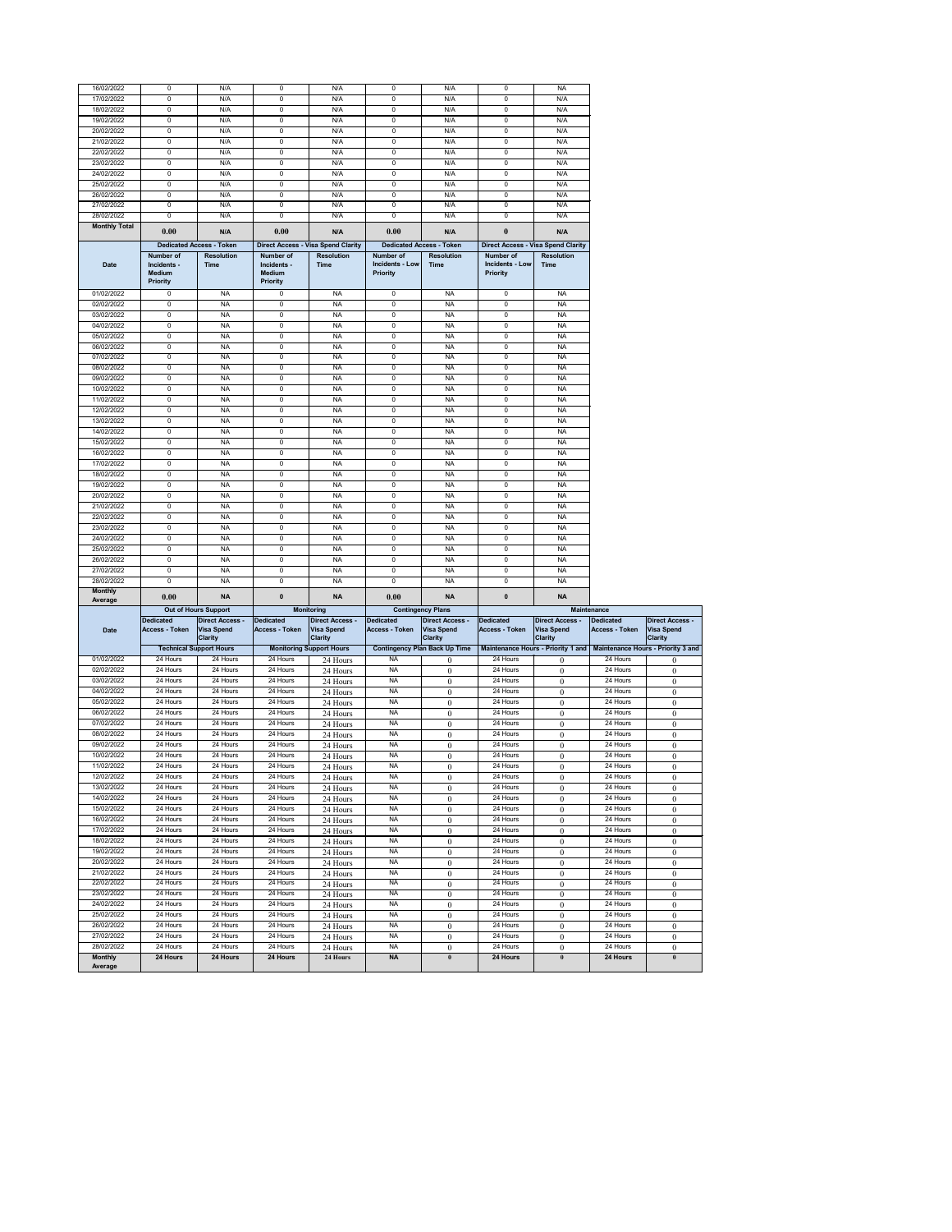| | | | | | | | | |
|---|---|---|---|---|---|---|---|---|
| 16/02/2022 | 0 | N/A | 0 | N/A | 0 | N/A | 0 | NA |
| 17/02/2022 | 0 | N/A | 0 | N/A | 0 | N/A | 0 | N/A |
| 18/02/2022 | 0 | N/A | 0 | N/A | 0 | N/A | 0 | N/A |
| 19/02/2022 | 0 | N/A | 0 | N/A | 0 | N/A | 0 | N/A |
| 20/02/2022 | 0 | N/A | 0 | N/A | 0 | N/A | 0 | N/A |
| 21/02/2022 | 0 | N/A | 0 | N/A | 0 | N/A | 0 | N/A |
| 22/02/2022 | 0 | N/A | 0 | N/A | 0 | N/A | 0 | N/A |
| 23/02/2022 | 0 | N/A | 0 | N/A | 0 | N/A | 0 | N/A |
| 24/02/2022 | 0 | N/A | 0 | N/A | 0 | N/A | 0 | N/A |
| 25/02/2022 | 0 | N/A | 0 | N/A | 0 | N/A | 0 | N/A |
| 26/02/2022 | 0 | N/A | 0 | N/A | 0 | N/A | 0 | N/A |
| 27/02/2022 | 0 | N/A | 0 | N/A | 0 | N/A | 0 | N/A |
| 28/02/2022 | 0 | N/A | 0 | N/A | 0 | N/A | 0 | N/A |
| **Monthly Total** | **0.00** | **N/A** | **0.00** | **N/A** | **0.00** | **N/A** | **0** | **N/A** |

| | Dedicated Access - Token | | Direct Access - Visa Spend Clarity | | Dedicated Access - Token | | Direct Access - Visa Spend Clarity | |
|---|---|---|---|---|---|---|---|---|
| **Date** | **Number of Incidents - Medium Priority** | **Resolution Time** | **Number of Incidents - Medium Priority** | **Resolution Time** | **Number of Incidents - Low Priority** | **Resolution Time** | **Number of Incidents - Low Priority** | **Resolution Time** |
| 01/02/2022 | 0 | NA | 0 | NA | 0 | NA | 0 | NA |
| 02/02/2022 | 0 | NA | 0 | NA | 0 | NA | 0 | NA |
| 03/02/2022 | 0 | NA | 0 | NA | 0 | NA | 0 | NA |
| 04/02/2022 | 0 | NA | 0 | NA | 0 | NA | 0 | NA |
| 05/02/2022 | 0 | NA | 0 | NA | 0 | NA | 0 | NA |
| 06/02/2022 | 0 | NA | 0 | NA | 0 | NA | 0 | NA |
| 07/02/2022 | 0 | NA | 0 | NA | 0 | NA | 0 | NA |
| 08/02/2022 | 0 | NA | 0 | NA | 0 | NA | 0 | NA |
| 09/02/2022 | 0 | NA | 0 | NA | 0 | NA | 0 | NA |
| 10/02/2022 | 0 | NA | 0 | NA | 0 | NA | 0 | NA |
| 11/02/2022 | 0 | NA | 0 | NA | 0 | NA | 0 | NA |
| 12/02/2022 | 0 | NA | 0 | NA | 0 | NA | 0 | NA |
| 13/02/2022 | 0 | NA | 0 | NA | 0 | NA | 0 | NA |
| 14/02/2022 | 0 | NA | 0 | NA | 0 | NA | 0 | NA |
| 15/02/2022 | 0 | NA | 0 | NA | 0 | NA | 0 | NA |
| 16/02/2022 | 0 | NA | 0 | NA | 0 | NA | 0 | NA |
| 17/02/2022 | 0 | NA | 0 | NA | 0 | NA | 0 | NA |
| 18/02/2022 | 0 | NA | 0 | NA | 0 | NA | 0 | NA |
| 19/02/2022 | 0 | NA | 0 | NA | 0 | NA | 0 | NA |
| 20/02/2022 | 0 | NA | 0 | NA | 0 | NA | 0 | NA |
| 21/02/2022 | 0 | NA | 0 | NA | 0 | NA | 0 | NA |
| 22/02/2022 | 0 | NA | 0 | NA | 0 | NA | 0 | NA |
| 23/02/2022 | 0 | NA | 0 | NA | 0 | NA | 0 | NA |
| 24/02/2022 | 0 | NA | 0 | NA | 0 | NA | 0 | NA |
| 25/02/2022 | 0 | NA | 0 | NA | 0 | NA | 0 | NA |
| 26/02/2022 | 0 | NA | 0 | NA | 0 | NA | 0 | NA |
| 27/02/2022 | 0 | NA | 0 | NA | 0 | NA | 0 | NA |
| 28/02/2022 | 0 | NA | 0 | NA | 0 | NA | 0 | NA |
| **Monthly Average** | **0.00** | **NA** | **0** | **NA** | **0.00** | **NA** | **0** | **NA** |

| | Out of Hours Support | | Monitoring | | Contingency Plans | | Maintenance | | | |
|---|---|---|---|---|---|---|---|---|---|---|
| **Date** | **Dedicated Access - Token** | **Direct Access - Visa Spend Clarity** | **Dedicated Access - Token** | **Direct Access - Visa Spend Clarity** | **Dedicated Access - Token** | **Direct Access - Visa Spend Clarity** | **Dedicated Access - Token** | **Direct Access - Visa Spend Clarity** | **Dedicated Access - Token** | **Direct Access - Visa Spend Clarity** |
| | **Technical Support Hours** | | **Monitoring Support Hours** | | **Contingency Plan Back Up Time** | | **Maintenance Hours - Priority 1 and** | | **Maintenance Hours - Priority 3 and** | |
| 01/02/2022 | 24 Hours | 24 Hours | 24 Hours | 24 Hours | NA | 0 | 24 Hours | 0 | 24 Hours | 0 |
| 02/02/2022 | 24 Hours | 24 Hours | 24 Hours | 24 Hours | NA | 0 | 24 Hours | 0 | 24 Hours | 0 |
| 03/02/2022 | 24 Hours | 24 Hours | 24 Hours | 24 Hours | NA | 0 | 24 Hours | 0 | 24 Hours | 0 |
| 04/02/2022 | 24 Hours | 24 Hours | 24 Hours | 24 Hours | NA | 0 | 24 Hours | 0 | 24 Hours | 0 |
| 05/02/2022 | 24 Hours | 24 Hours | 24 Hours | 24 Hours | NA | 0 | 24 Hours | 0 | 24 Hours | 0 |
| 06/02/2022 | 24 Hours | 24 Hours | 24 Hours | 24 Hours | NA | 0 | 24 Hours | 0 | 24 Hours | 0 |
| 07/02/2022 | 24 Hours | 24 Hours | 24 Hours | 24 Hours | NA | 0 | 24 Hours | 0 | 24 Hours | 0 |
| 08/02/2022 | 24 Hours | 24 Hours | 24 Hours | 24 Hours | NA | 0 | 24 Hours | 0 | 24 Hours | 0 |
| 09/02/2022 | 24 Hours | 24 Hours | 24 Hours | 24 Hours | NA | 0 | 24 Hours | 0 | 24 Hours | 0 |
| 10/02/2022 | 24 Hours | 24 Hours | 24 Hours | 24 Hours | NA | 0 | 24 Hours | 0 | 24 Hours | 0 |
| 11/02/2022 | 24 Hours | 24 Hours | 24 Hours | 24 Hours | NA | 0 | 24 Hours | 0 | 24 Hours | 0 |
| 12/02/2022 | 24 Hours | 24 Hours | 24 Hours | 24 Hours | NA | 0 | 24 Hours | 0 | 24 Hours | 0 |
| 13/02/2022 | 24 Hours | 24 Hours | 24 Hours | 24 Hours | NA | 0 | 24 Hours | 0 | 24 Hours | 0 |
| 14/02/2022 | 24 Hours | 24 Hours | 24 Hours | 24 Hours | NA | 0 | 24 Hours | 0 | 24 Hours | 0 |
| 15/02/2022 | 24 Hours | 24 Hours | 24 Hours | 24 Hours | NA | 0 | 24 Hours | 0 | 24 Hours | 0 |
| 16/02/2022 | 24 Hours | 24 Hours | 24 Hours | 24 Hours | NA | 0 | 24 Hours | 0 | 24 Hours | 0 |
| 17/02/2022 | 24 Hours | 24 Hours | 24 Hours | 24 Hours | NA | 0 | 24 Hours | 0 | 24 Hours | 0 |
| 18/02/2022 | 24 Hours | 24 Hours | 24 Hours | 24 Hours | NA | 0 | 24 Hours | 0 | 24 Hours | 0 |
| 19/02/2022 | 24 Hours | 24 Hours | 24 Hours | 24 Hours | NA | 0 | 24 Hours | 0 | 24 Hours | 0 |
| 20/02/2022 | 24 Hours | 24 Hours | 24 Hours | 24 Hours | NA | 0 | 24 Hours | 0 | 24 Hours | 0 |
| 21/02/2022 | 24 Hours | 24 Hours | 24 Hours | 24 Hours | NA | 0 | 24 Hours | 0 | 24 Hours | 0 |
| 22/02/2022 | 24 Hours | 24 Hours | 24 Hours | 24 Hours | NA | 0 | 24 Hours | 0 | 24 Hours | 0 |
| 23/02/2022 | 24 Hours | 24 Hours | 24 Hours | 24 Hours | NA | 0 | 24 Hours | 0 | 24 Hours | 0 |
| 24/02/2022 | 24 Hours | 24 Hours | 24 Hours | 24 Hours | NA | 0 | 24 Hours | 0 | 24 Hours | 0 |
| 25/02/2022 | 24 Hours | 24 Hours | 24 Hours | 24 Hours | NA | 0 | 24 Hours | 0 | 24 Hours | 0 |
| 26/02/2022 | 24 Hours | 24 Hours | 24 Hours | 24 Hours | NA | 0 | 24 Hours | 0 | 24 Hours | 0 |
| 27/02/2022 | 24 Hours | 24 Hours | 24 Hours | 24 Hours | NA | 0 | 24 Hours | 0 | 24 Hours | 0 |
| 28/02/2022 | 24 Hours | 24 Hours | 24 Hours | 24 Hours | NA | 0 | 24 Hours | 0 | 24 Hours | 0 |
| **Monthly Average** | **24 Hours** | **24 Hours** | **24 Hours** | **24 Hours** | **NA** | **0** | **24 Hours** | **0** | **24 Hours** | **0** |